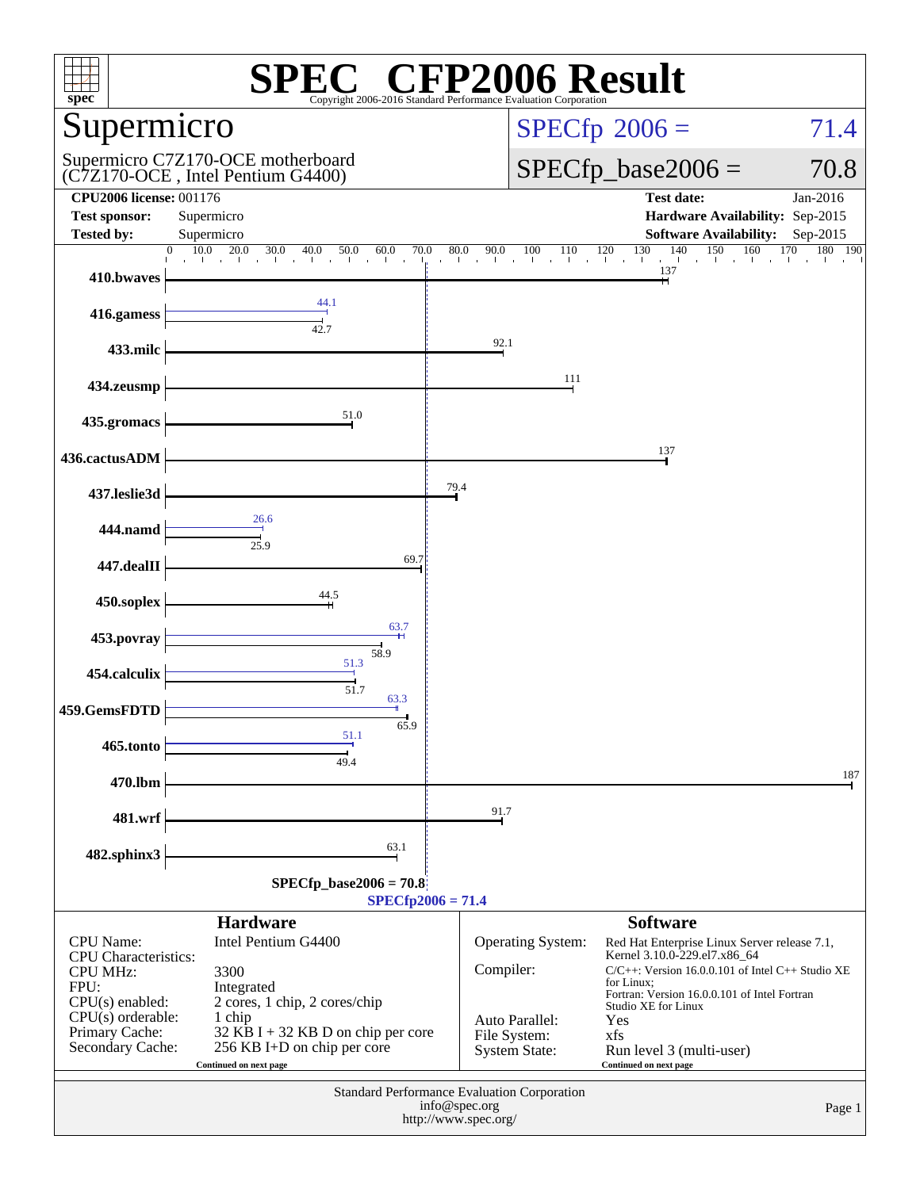# SPEC® CFP2006 Result

Copyright 2006-2016 Standard Performance Evaluation Corporation

## Supermicro

Supermicro C7Z170-OCE motherboard
(C7Z170-OCE , Intel Pentium G4400)

SPECfp 2006 = 71.4

SPECfp_base2006 = 70.8

| | | | |
|---|---|---|---|
| **CPU2006 license:** 001176 | | **Test date:** | Jan-2016 |
| **Test sponsor:** | Supermicro | **Hardware Availability:** | Sep-2015 |
| **Tested by:** | Supermicro | **Software Availability:** | Sep-2015 |

| Benchmark | Peak | Base |
|---|---|---|
| 410.bwaves | | 137 |
| 416.gamess | 44.1 | 42.7 |
| 433.milc | | 92.1 |
| 434.zeusmp | | 111 |
| 435.gromacs | | 51.0 |
| 436.cactusADM | | 137 |
| 437.leslie3d | | 79.4 |
| 444.namd | 26.6 | 25.9 |
| 447.dealII | | 69.7 |
| 450.soplex | | 44.5 |
| 453.povray | 63.7 | 58.9 |
| 454.calculix | 51.3 | 51.7 |
| 459.GemsFDTD | 63.3 | 65.9 |
| 465.tonto | 51.1 | 49.4 |
| 470.lbm | | 187 |
| 481.wrf | | 91.7 |
| 482.sphinx3 | | 63.1 |

SPECfp_base2006 = 70.8

SPECfp2006 = 71.4

### Hardware

| | |
|---|---|
| CPU Name: | Intel Pentium G4400 |
| CPU Characteristics: | |
| CPU MHz: | 3300 |
| FPU: | Integrated |
| CPU(s) enabled: | 2 cores, 1 chip, 2 cores/chip |
| CPU(s) orderable: | 1 chip |
| Primary Cache: | 32 KB I + 32 KB D on chip per core |
| Secondary Cache: | 256 KB I+D on chip per core |

Continued on next page

### Software

| | |
|---|---|
| Operating System: | Red Hat Enterprise Linux Server release 7.1, Kernel 3.10.0-229.el7.x86_64 |
| Compiler: | C/C++: Version 16.0.0.101 of Intel C++ Studio XE for Linux; Fortran: Version 16.0.0.101 of Intel Fortran Studio XE for Linux |
| Auto Parallel: | Yes |
| File System: | xfs |
| System State: | Run level 3 (multi-user) |

Continued on next page

Standard Performance Evaluation Corporation
info@spec.org
http://www.spec.org/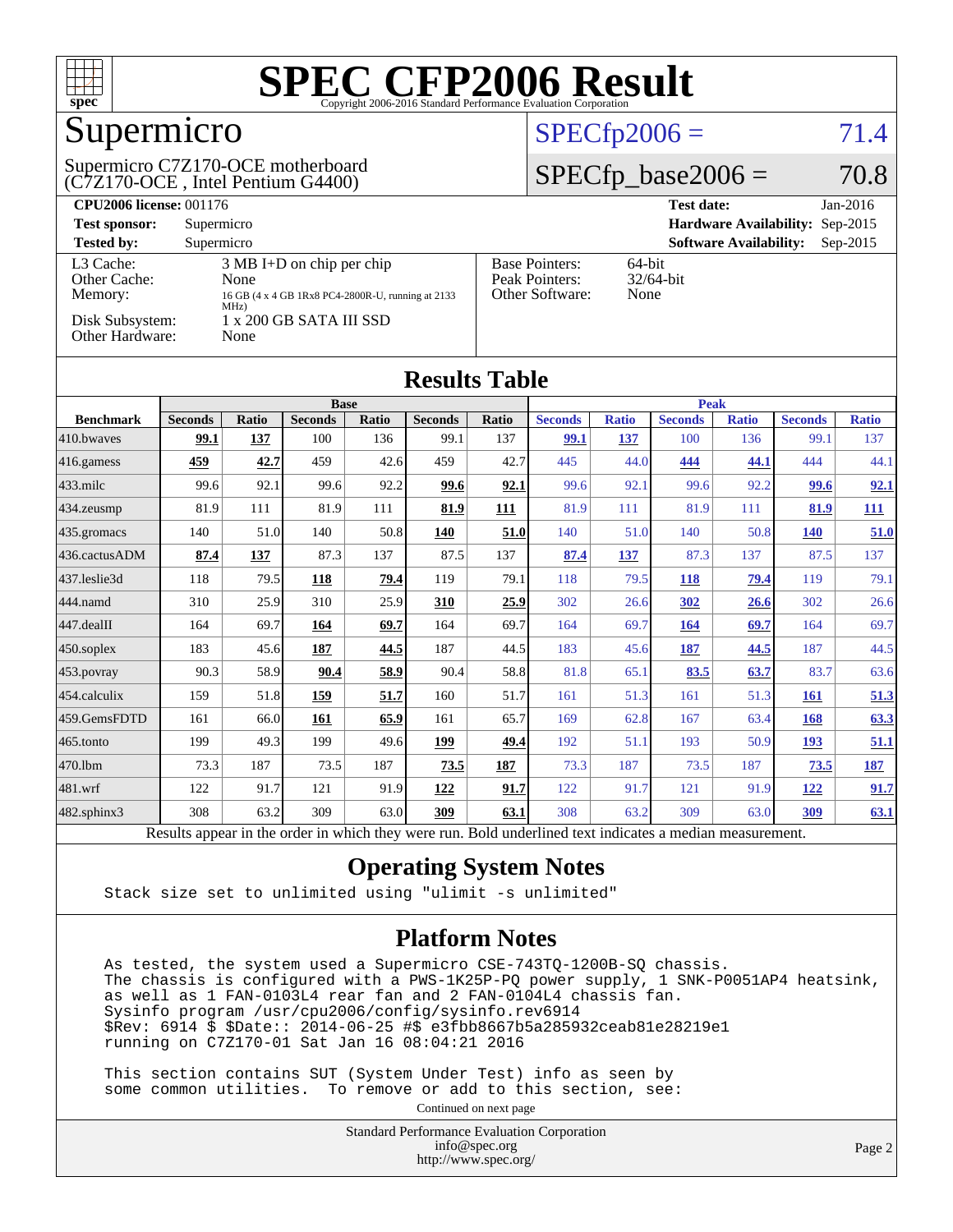# SPEC CFP2006 Result

Copyright 2006-2016 Standard Performance Evaluation Corporation

## Supermicro

Supermicro C7Z170-OCE motherboard
(C7Z170-OCE , Intel Pentium G4400)

SPECfp2006 = 71.4

SPECfp_base2006 = 70.8

| | | | |
|---|---|---|---|
| **CPU2006 license:** 001176 | | **Test date:** | Jan-2016 |
| **Test sponsor:** | Supermicro | **Hardware Availability:** | Sep-2015 |
| **Tested by:** | Supermicro | **Software Availability:** | Sep-2015 |

| | |
|---|---|
| L3 Cache: | 3 MB I+D on chip per chip |
| Other Cache: | None |
| Memory: | 16 GB (4 x 4 GB 1Rx8 PC4-2800R-U, running at 2133 MHz) |
| Disk Subsystem: | 1 x 200 GB SATA III SSD |
| Other Hardware: | None |

| | |
|---|---|
| Base Pointers: | 64-bit |
| Peak Pointers: | 32/64-bit |
| Other Software: | None |

## Results Table

| | Base | | | | | | Peak | | | | | |
|---|---|---|---|---|---|---|---|---|---|---|---|---|
| **Benchmark** | **Seconds** | **Ratio** | **Seconds** | **Ratio** | **Seconds** | **Ratio** | **Seconds** | **Ratio** | **Seconds** | **Ratio** | **Seconds** | **Ratio** |
| 410.bwaves | **99.1** | **137** | 100 | 136 | 99.1 | 137 | **99.1** | **137** | 100 | 136 | 99.1 | 137 |
| 416.gamess | **459** | **42.7** | 459 | 42.6 | 459 | 42.7 | 445 | 44.0 | **444** | **44.1** | 444 | 44.1 |
| 433.milc | 99.6 | 92.1 | 99.6 | 92.2 | **99.6** | **92.1** | 99.6 | 92.1 | 99.6 | 92.2 | **99.6** | **92.1** |
| 434.zeusmp | 81.9 | 111 | 81.9 | 111 | **81.9** | **111** | 81.9 | 111 | 81.9 | 111 | **81.9** | **111** |
| 435.gromacs | 140 | 51.0 | 140 | 50.8 | **140** | **51.0** | 140 | 51.0 | 140 | 50.8 | **140** | **51.0** |
| 436.cactusADM | **87.4** | **137** | 87.3 | 137 | 87.5 | 137 | **87.4** | **137** | 87.3 | 137 | 87.5 | 137 |
| 437.leslie3d | 118 | 79.5 | **118** | **79.4** | 119 | 79.1 | 118 | 79.5 | **118** | **79.4** | 119 | 79.1 |
| 444.namd | 310 | 25.9 | 310 | 25.9 | **310** | **25.9** | 302 | 26.6 | **302** | **26.6** | 302 | 26.6 |
| 447.dealII | 164 | 69.7 | **164** | **69.7** | 164 | 69.7 | 164 | 69.7 | **164** | **69.7** | 164 | 69.7 |
| 450.soplex | 183 | 45.6 | **187** | **44.5** | 187 | 44.5 | 183 | 45.6 | **187** | **44.5** | 187 | 44.5 |
| 453.povray | 90.3 | 58.9 | **90.4** | **58.9** | 90.4 | 58.8 | 81.8 | 65.1 | **83.5** | **63.7** | 83.7 | 63.6 |
| 454.calculix | 159 | 51.8 | **159** | **51.7** | 160 | 51.7 | 161 | 51.3 | 161 | 51.3 | **161** | **51.3** |
| 459.GemsFDTD | 161 | 66.0 | **161** | **65.9** | 161 | 65.7 | 169 | 62.8 | 167 | 63.4 | **168** | **63.3** |
| 465.tonto | 199 | 49.3 | 199 | 49.6 | **199** | **49.4** | 192 | 51.1 | 193 | 50.9 | **193** | **51.1** |
| 470.lbm | 73.3 | 187 | 73.5 | 187 | **73.5** | **187** | 73.3 | 187 | 73.5 | 187 | **73.5** | **187** |
| 481.wrf | 122 | 91.7 | 121 | 91.9 | **122** | **91.7** | 122 | 91.7 | 121 | 91.9 | **122** | **91.7** |
| 482.sphinx3 | 308 | 63.2 | 309 | 63.0 | **309** | **63.1** | 308 | 63.2 | 309 | 63.0 | **309** | **63.1** |

Results appear in the order in which they were run. Bold underlined text indicates a median measurement.

## Operating System Notes

```
Stack size set to unlimited using "ulimit -s unlimited"
```

## Platform Notes

```
As tested, the system used a Supermicro CSE-743TQ-1200B-SQ chassis.
The chassis is configured with a PWS-1K25P-PQ power supply, 1 SNK-P0051AP4 heatsink,
as well as 1 FAN-0103L4 rear fan and 2 FAN-0104L4 chassis fan.
Sysinfo program /usr/cpu2006/config/sysinfo.rev6914
$Rev: 6914 $ $Date:: 2014-06-25 #$ e3fbb8667b5a285932ceab81e28219e1
running on C7Z170-01 Sat Jan 16 08:04:21 2016

This section contains SUT (System Under Test) info as seen by
some common utilities.  To remove or add to this section, see:
```

Continued on next page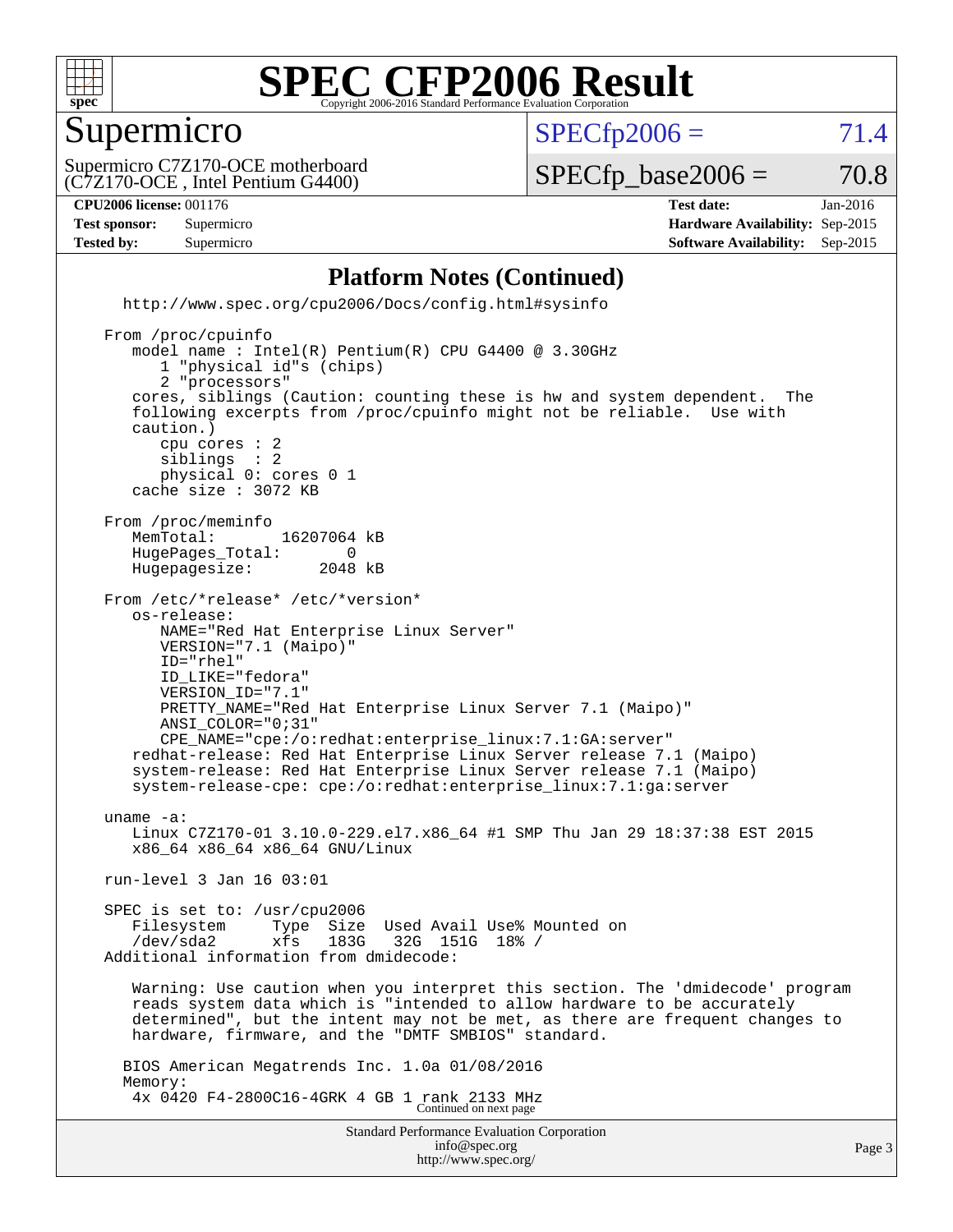# Supermicro

Supermicro C7Z170-OCE motherboard (C7Z170-OCE , Intel Pentium G4400)

SPECfp2006 = 71.4

SPECfp_base2006 = 70.8

**CPU2006 license:** 001176 | **Test date:** Jan-2016
**Test sponsor:** Supermicro | **Hardware Availability:** Sep-2015
**Tested by:** Supermicro | **Software Availability:** Sep-2015

## Platform Notes (Continued)

```
  http://www.spec.org/cpu2006/Docs/config.html#sysinfo

From /proc/cpuinfo
   model name : Intel(R) Pentium(R) CPU G4400 @ 3.30GHz
      1 "physical id"s (chips)
      2 "processors"
   cores, siblings (Caution: counting these is hw and system dependent.  The
   following excerpts from /proc/cpuinfo might not be reliable.  Use with
   caution.)
      cpu cores : 2
      siblings  : 2
      physical 0: cores 0 1
   cache size : 3072 KB

From /proc/meminfo
   MemTotal:       16207064 kB
   HugePages_Total:       0
   Hugepagesize:       2048 kB

From /etc/*release* /etc/*version*
   os-release:
      NAME="Red Hat Enterprise Linux Server"
      VERSION="7.1 (Maipo)"
      ID="rhel"
      ID_LIKE="fedora"
      VERSION_ID="7.1"
      PRETTY_NAME="Red Hat Enterprise Linux Server 7.1 (Maipo)"
      ANSI_COLOR="0;31"
      CPE_NAME="cpe:/o:redhat:enterprise_linux:7.1:GA:server"
   redhat-release: Red Hat Enterprise Linux Server release 7.1 (Maipo)
   system-release: Red Hat Enterprise Linux Server release 7.1 (Maipo)
   system-release-cpe: cpe:/o:redhat:enterprise_linux:7.1:ga:server

uname -a:
   Linux C7Z170-01 3.10.0-229.el7.x86_64 #1 SMP Thu Jan 29 18:37:38 EST 2015
   x86_64 x86_64 x86_64 GNU/Linux

run-level 3 Jan 16 03:01

SPEC is set to: /usr/cpu2006
   Filesystem     Type  Size  Used Avail Use% Mounted on
   /dev/sda2      xfs   183G   32G  151G  18% /
Additional information from dmidecode:

   Warning: Use caution when you interpret this section. The 'dmidecode' program
   reads system data which is "intended to allow hardware to be accurately
   determined", but the intent may not be met, as there are frequent changes to
   hardware, firmware, and the "DMTF SMBIOS" standard.

  BIOS American Megatrends Inc. 1.0a 01/08/2016
  Memory:
   4x 0420 F4-2800C16-4GRK 4 GB 1 rank 2133 MHz
```

Continued on next page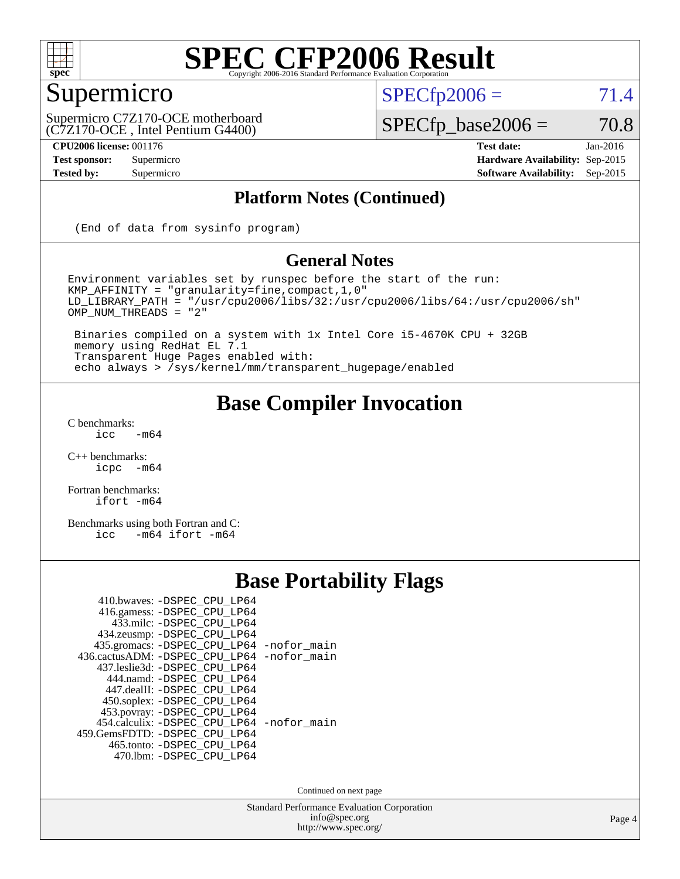# SPEC CFP2006 Result

Copyright 2006-2016 Standard Performance Evaluation Corporation

## Supermicro

Supermicro C7Z170-OCE motherboard
(C7Z170-OCE , Intel Pentium G4400)

SPECfp2006 = 71.4

SPECfp_base2006 = 70.8

| | | | |
|---|---|---|---|
| **CPU2006 license:** 001176 | | **Test date:** | Jan-2016 |
| **Test sponsor:** | Supermicro | **Hardware Availability:** | Sep-2015 |
| **Tested by:** | Supermicro | **Software Availability:** | Sep-2015 |

### Platform Notes (Continued)

```
(End of data from sysinfo program)
```

### General Notes

```
Environment variables set by runspec before the start of the run:
KMP_AFFINITY = "granularity=fine,compact,1,0"
LD_LIBRARY_PATH = "/usr/cpu2006/libs/32:/usr/cpu2006/libs/64:/usr/cpu2006/sh"
OMP_NUM_THREADS = "2"

 Binaries compiled on a system with 1x Intel Core i5-4670K CPU + 32GB
 memory using RedHat EL 7.1
 Transparent Huge Pages enabled with:
 echo always > /sys/kernel/mm/transparent_hugepage/enabled
```

## Base Compiler Invocation

C benchmarks:
```
icc   -m64
```

C++ benchmarks:
```
icpc  -m64
```

Fortran benchmarks:
```
ifort -m64
```

Benchmarks using both Fortran and C:
```
icc   -m64 ifort -m64
```

## Base Portability Flags

```
    410.bwaves: -DSPEC_CPU_LP64
    416.gamess: -DSPEC_CPU_LP64
     433.milc: -DSPEC_CPU_LP64
    434.zeusmp: -DSPEC_CPU_LP64
   435.gromacs: -DSPEC_CPU_LP64 -nofor_main
 436.cactusADM: -DSPEC_CPU_LP64 -nofor_main
   437.leslie3d: -DSPEC_CPU_LP64
     444.namd: -DSPEC_CPU_LP64
    447.dealII: -DSPEC_CPU_LP64
    450.soplex: -DSPEC_CPU_LP64
    453.povray: -DSPEC_CPU_LP64
   454.calculix: -DSPEC_CPU_LP64 -nofor_main
 459.GemsFDTD: -DSPEC_CPU_LP64
     465.tonto: -DSPEC_CPU_LP64
      470.lbm: -DSPEC_CPU_LP64
```

Continued on next page

Standard Performance Evaluation Corporation
info@spec.org
http://www.spec.org/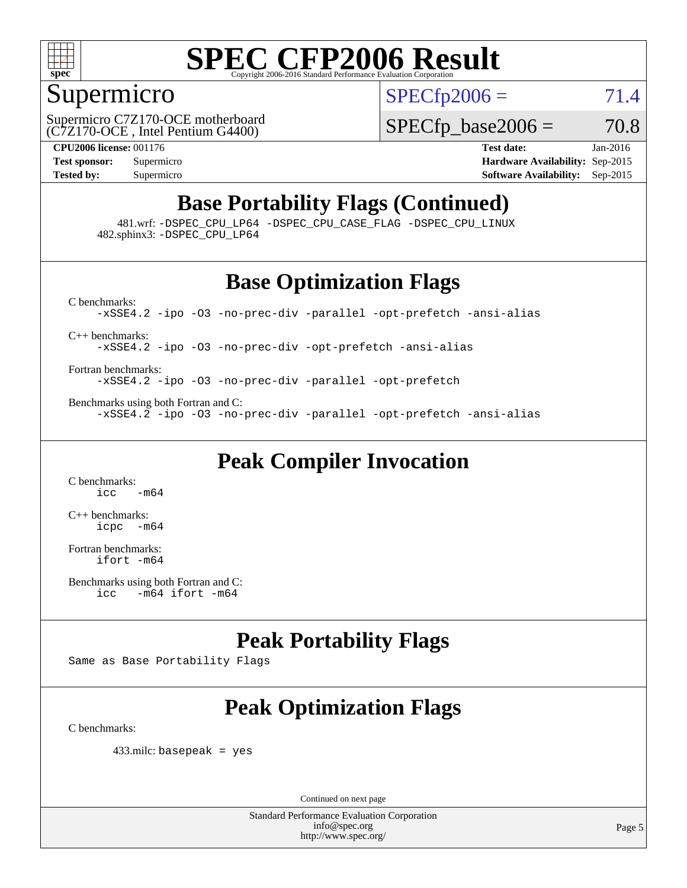# SPEC CFP2006 Result

## Supermicro

Supermicro C7Z170-OCE motherboard
(C7Z170-OCE , Intel Pentium G4400)

SPECfp2006 = 71.4

SPECfp_base2006 = 70.8

**CPU2006 license:** 001176
**Test sponsor:** Supermicro
**Tested by:** Supermicro

**Test date:** Jan-2016
**Hardware Availability:** Sep-2015
**Software Availability:** Sep-2015

## Base Portability Flags (Continued)

481.wrf: -DSPEC_CPU_LP64 -DSPEC_CPU_CASE_FLAG -DSPEC_CPU_LINUX
482.sphinx3: -DSPEC_CPU_LP64

## Base Optimization Flags

C benchmarks:
```
-xSSE4.2 -ipo -O3 -no-prec-div -parallel -opt-prefetch -ansi-alias
```

C++ benchmarks:
```
-xSSE4.2 -ipo -O3 -no-prec-div -opt-prefetch -ansi-alias
```

Fortran benchmarks:
```
-xSSE4.2 -ipo -O3 -no-prec-div -parallel -opt-prefetch
```

Benchmarks using both Fortran and C:
```
-xSSE4.2 -ipo -O3 -no-prec-div -parallel -opt-prefetch -ansi-alias
```

## Peak Compiler Invocation

C benchmarks:
```
icc   -m64
```

C++ benchmarks:
```
icpc  -m64
```

Fortran benchmarks:
```
ifort -m64
```

Benchmarks using both Fortran and C:
```
icc   -m64 ifort -m64
```

## Peak Portability Flags

Same as Base Portability Flags

## Peak Optimization Flags

C benchmarks:

433.milc: basepeak = yes

Continued on next page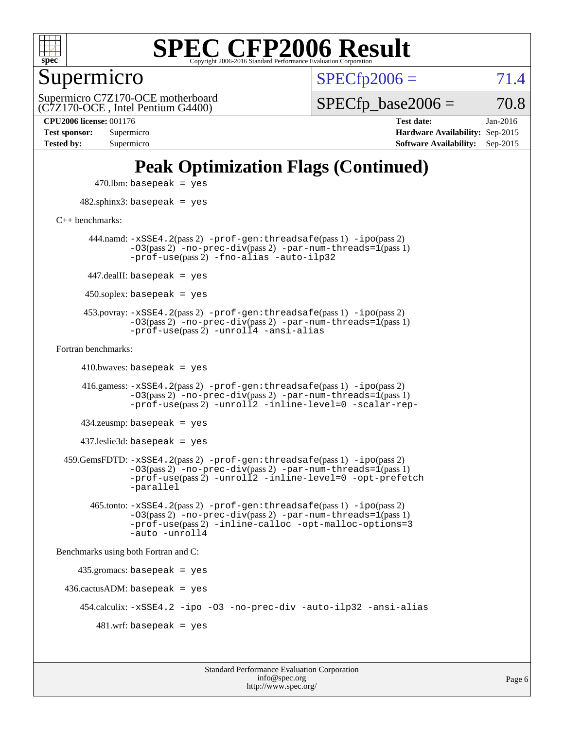# SPEC CFP2006 Result

Copyright 2006-2016 Standard Performance Evaluation Corporation

## Supermicro

Supermicro C7Z170-OCE motherboard
(C7Z170-OCE , Intel Pentium G4400)

SPECfp2006 = 71.4

SPECfp_base2006 = 70.8

| | | | |
|---|---|---|---|
| **CPU2006 license:** | 001176 | **Test date:** | Jan-2016 |
| **Test sponsor:** | Supermicro | **Hardware Availability:** | Sep-2015 |
| **Tested by:** | Supermicro | **Software Availability:** | Sep-2015 |

## Peak Optimization Flags (Continued)

470.lbm: `basepeak = yes`

482.sphinx3: `basepeak = yes`

C++ benchmarks:

444.namd: `-xSSE4.2`(pass 2) `-prof-gen:threadsafe`(pass 1) `-ipo`(pass 2) `-O3`(pass 2) `-no-prec-div`(pass 2) `-par-num-threads=1`(pass 1) `-prof-use`(pass 2) `-fno-alias -auto-ilp32`

447.dealII: `basepeak = yes`

450.soplex: `basepeak = yes`

453.povray: `-xSSE4.2`(pass 2) `-prof-gen:threadsafe`(pass 1) `-ipo`(pass 2) `-O3`(pass 2) `-no-prec-div`(pass 2) `-par-num-threads=1`(pass 1) `-prof-use`(pass 2) `-unroll4 -ansi-alias`

Fortran benchmarks:

410.bwaves: `basepeak = yes`

416.gamess: `-xSSE4.2`(pass 2) `-prof-gen:threadsafe`(pass 1) `-ipo`(pass 2) `-O3`(pass 2) `-no-prec-div`(pass 2) `-par-num-threads=1`(pass 1) `-prof-use`(pass 2) `-unroll2 -inline-level=0 -scalar-rep-`

434.zeusmp: `basepeak = yes`

437.leslie3d: `basepeak = yes`

459.GemsFDTD: `-xSSE4.2`(pass 2) `-prof-gen:threadsafe`(pass 1) `-ipo`(pass 2) `-O3`(pass 2) `-no-prec-div`(pass 2) `-par-num-threads=1`(pass 1) `-prof-use`(pass 2) `-unroll2 -inline-level=0 -opt-prefetch -parallel`

465.tonto: `-xSSE4.2`(pass 2) `-prof-gen:threadsafe`(pass 1) `-ipo`(pass 2) `-O3`(pass 2) `-no-prec-div`(pass 2) `-par-num-threads=1`(pass 1) `-prof-use`(pass 2) `-inline-calloc -opt-malloc-options=3 -auto -unroll4`

Benchmarks using both Fortran and C:

435.gromacs: `basepeak = yes`

436.cactusADM: `basepeak = yes`

454.calculix: `-xSSE4.2 -ipo -O3 -no-prec-div -auto-ilp32 -ansi-alias`

481.wrf: `basepeak = yes`

Standard Performance Evaluation Corporation
info@spec.org
http://www.spec.org/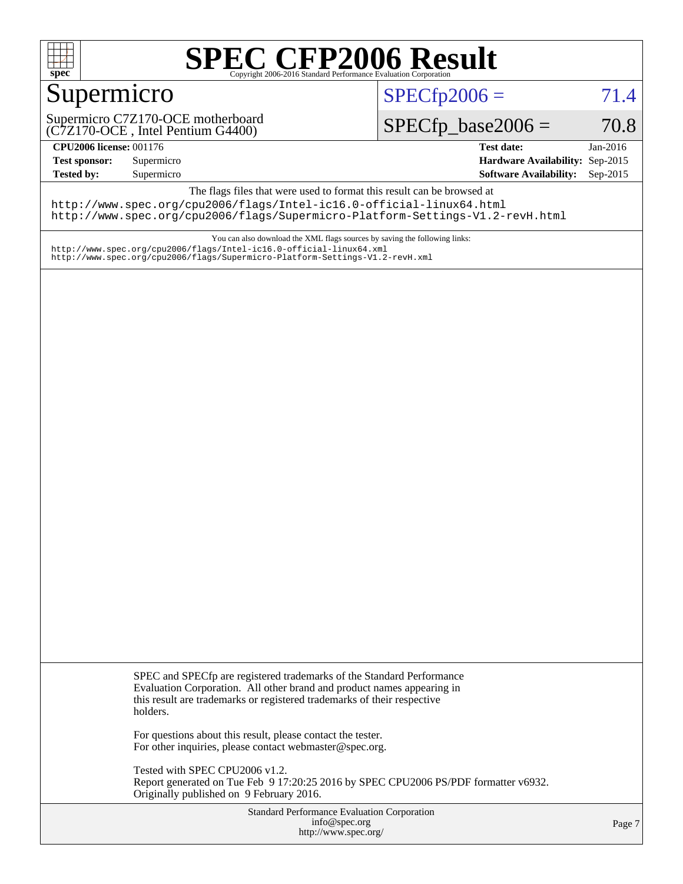# SPEC CFP2006 Result

Copyright 2006-2016 Standard Performance Evaluation Corporation

## Supermicro

Supermicro C7Z170-OCE motherboard
(C7Z170-OCE , Intel Pentium G4400)

SPECfp2006 = 71.4

SPECfp_base2006 = 70.8

**CPU2006 license:** 001176
**Test sponsor:** Supermicro
**Tested by:** Supermicro

**Test date:** Jan-2016
**Hardware Availability:** Sep-2015
**Software Availability:** Sep-2015

The flags files that were used to format this result can be browsed at

```
http://www.spec.org/cpu2006/flags/Intel-ic16.0-official-linux64.html
http://www.spec.org/cpu2006/flags/Supermicro-Platform-Settings-V1.2-revH.html
```

You can also download the XML flags sources by saving the following links:

```
http://www.spec.org/cpu2006/flags/Intel-ic16.0-official-linux64.xml
http://www.spec.org/cpu2006/flags/Supermicro-Platform-Settings-V1.2-revH.xml
```

SPEC and SPECfp are registered trademarks of the Standard Performance Evaluation Corporation. All other brand and product names appearing in this result are trademarks or registered trademarks of their respective holders.

For questions about this result, please contact the tester.
For other inquiries, please contact webmaster@spec.org.

Tested with SPEC CPU2006 v1.2.
Report generated on Tue Feb 9 17:20:25 2016 by SPEC CPU2006 PS/PDF formatter v6932.
Originally published on 9 February 2016.

Standard Performance Evaluation Corporation
info@spec.org
http://www.spec.org/